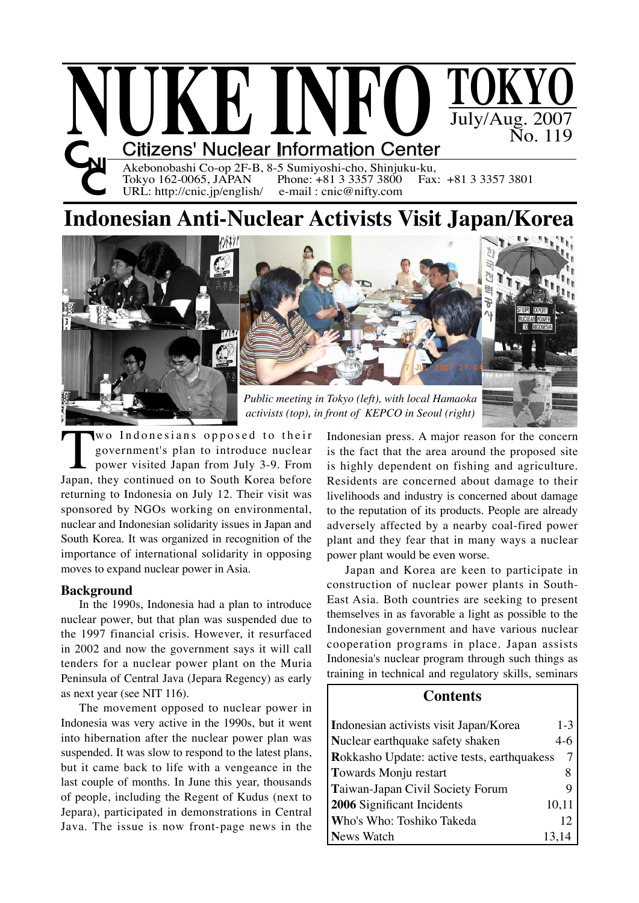# NUKE INFO TOKYO

July/Aug. 2007
No. 119

**Citizens' Nuclear Information Center**

Akebonobashi Co-op 2F-B, 8-5 Sumiyoshi-cho, Shinjuku-ku,
Tokyo 162-0065, JAPAN Phone: +81 3 3357 3800 Fax: +81 3 3357 3801
URL: http://cnic.jp/english/ e-mail : cnic@nifty.com

## Indonesian Anti-Nuclear Activists Visit Japan/Korea

*Public meeting in Tokyo (left), with local Hamaoka activists (top), in front of KEPCO in Seoul (right)*

Two Indonesians opposed to their government's plan to introduce nuclear power visited Japan from July 3-9. From Japan, they continued on to South Korea before returning to Indonesia on July 12. Their visit was sponsored by NGOs working on environmental, nuclear and Indonesian solidarity issues in Japan and South Korea. It was organized in recognition of the importance of international solidarity in opposing moves to expand nuclear power in Asia.

### Background

In the 1990s, Indonesia had a plan to introduce nuclear power, but that plan was suspended due to the 1997 financial crisis. However, it resurfaced in 2002 and now the government says it will call tenders for a nuclear power plant on the Muria Peninsula of Central Java (Jepara Regency) as early as next year (see NIT 116).

The movement opposed to nuclear power in Indonesia was very active in the 1990s, but it went into hibernation after the nuclear power plan was suspended. It was slow to respond to the latest plans, but it came back to life with a vengeance in the last couple of months. In June this year, thousands of people, including the Regent of Kudus (next to Jepara), participated in demonstrations in Central Java. The issue is now front-page news in the Indonesian press. A major reason for the concern is the fact that the area around the proposed site is highly dependent on fishing and agriculture. Residents are concerned about damage to their livelihoods and industry is concerned about damage to the reputation of its products. People are already adversely affected by a nearby coal-fired power plant and they fear that in many ways a nuclear power plant would be even worse.

Japan and Korea are keen to participate in construction of nuclear power plants in South-East Asia. Both countries are seeking to present themselves in as favorable a light as possible to the Indonesian government and have various nuclear cooperation programs in place. Japan assists Indonesia's nuclear program through such things as training in technical and regulatory skills, seminars

### Contents

| | |
|---|---|
| Indonesian activists visit Japan/Korea | 1-3 |
| Nuclear earthquake safety shaken | 4-6 |
| Rokkasho Update: active tests, earthquakess | 7 |
| Towards Monju restart | 8 |
| Taiwan-Japan Civil Society Forum | 9 |
| 2006 Significant Incidents | 10,11 |
| Who's Who: Toshiko Takeda | 12 |
| News Watch | 13,14 |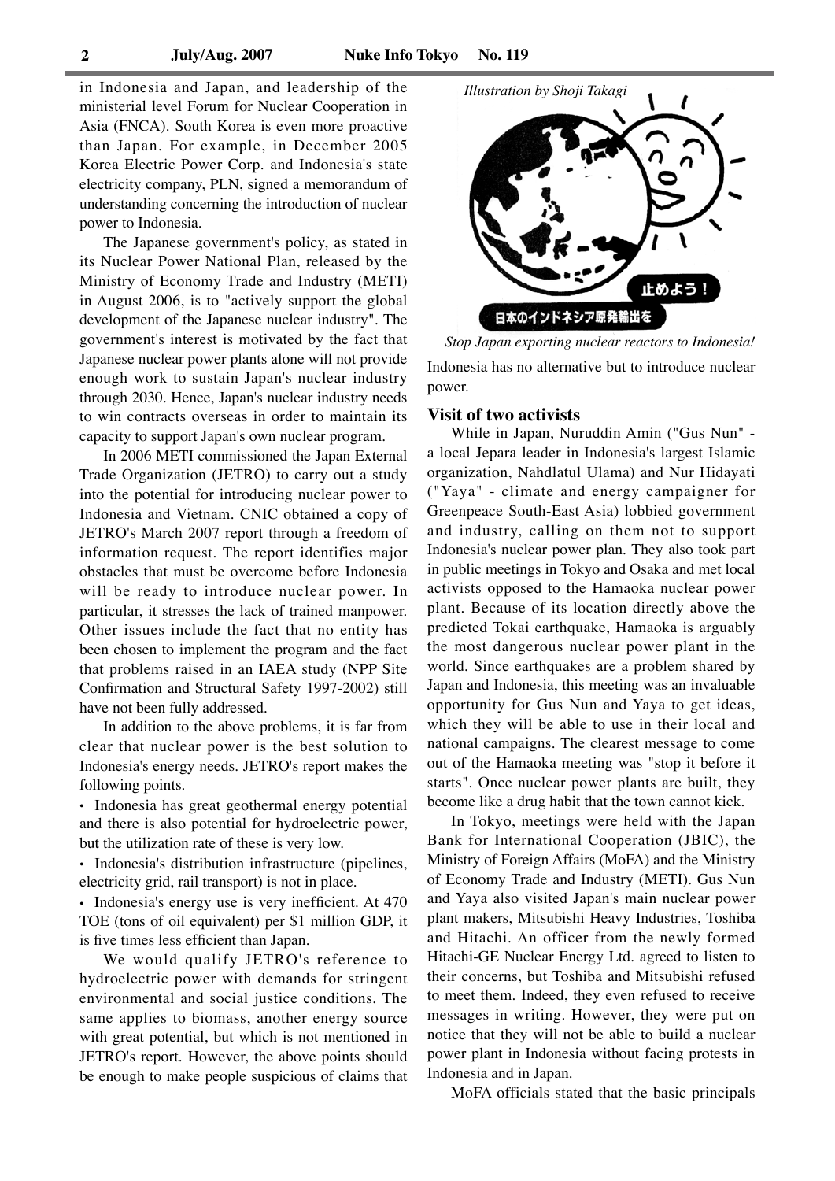in Indonesia and Japan, and leadership of the ministerial level Forum for Nuclear Cooperation in Asia (FNCA). South Korea is even more proactive than Japan. For example, in December 2005 Korea Electric Power Corp. and Indonesia's state electricity company, PLN, signed a memorandum of understanding concerning the introduction of nuclear power to Indonesia.

The Japanese government's policy, as stated in its Nuclear Power National Plan, released by the Ministry of Economy Trade and Industry (METI) in August 2006, is to "actively support the global development of the Japanese nuclear industry". The government's interest is motivated by the fact that Japanese nuclear power plants alone will not provide enough work to sustain Japan's nuclear industry through 2030. Hence, Japan's nuclear industry needs to win contracts overseas in order to maintain its capacity to support Japan's own nuclear program.

In 2006 METI commissioned the Japan External Trade Organization (JETRO) to carry out a study into the potential for introducing nuclear power to Indonesia and Vietnam. CNIC obtained a copy of JETRO's March 2007 report through a freedom of information request. The report identifies major obstacles that must be overcome before Indonesia will be ready to introduce nuclear power. In particular, it stresses the lack of trained manpower. Other issues include the fact that no entity has been chosen to implement the program and the fact that problems raised in an IAEA study (NPP Site Confirmation and Structural Safety 1997-2002) still have not been fully addressed.

In addition to the above problems, it is far from clear that nuclear power is the best solution to Indonesia's energy needs. JETRO's report makes the following points.

- Indonesia has great geothermal energy potential and there is also potential for hydroelectric power, but the utilization rate of these is very low.
- Indonesia's distribution infrastructure (pipelines, electricity grid, rail transport) is not in place.
- Indonesia's energy use is very inefficient. At 470 TOE (tons of oil equivalent) per $1 million GDP, it is five times less efficient than Japan.

We would qualify JETRO's reference to hydroelectric power with demands for stringent environmental and social justice conditions. The same applies to biomass, another energy source with great potential, but which is not mentioned in JETRO's report. However, the above points should be enough to make people suspicious of claims that Indonesia has no alternative but to introduce nuclear power.

*Illustration by Shoji Takagi*

止めよう！ 日本のインドネシア原発輸出を

*Stop Japan exporting nuclear reactors to Indonesia!*

### Visit of two activists

While in Japan, Nuruddin Amin ("Gus Nun" - a local Jepara leader in Indonesia's largest Islamic organization, Nahdlatul Ulama) and Nur Hidayati ("Yaya" - climate and energy campaigner for Greenpeace South-East Asia) lobbied government and industry, calling on them not to support Indonesia's nuclear power plan. They also took part in public meetings in Tokyo and Osaka and met local activists opposed to the Hamaoka nuclear power plant. Because of its location directly above the predicted Tokai earthquake, Hamaoka is arguably the most dangerous nuclear power plant in the world. Since earthquakes are a problem shared by Japan and Indonesia, this meeting was an invaluable opportunity for Gus Nun and Yaya to get ideas, which they will be able to use in their local and national campaigns. The clearest message to come out of the Hamaoka meeting was "stop it before it starts". Once nuclear power plants are built, they become like a drug habit that the town cannot kick.

In Tokyo, meetings were held with the Japan Bank for International Cooperation (JBIC), the Ministry of Foreign Affairs (MoFA) and the Ministry of Economy Trade and Industry (METI). Gus Nun and Yaya also visited Japan's main nuclear power plant makers, Mitsubishi Heavy Industries, Toshiba and Hitachi. An officer from the newly formed Hitachi-GE Nuclear Energy Ltd. agreed to listen to their concerns, but Toshiba and Mitsubishi refused to meet them. Indeed, they even refused to receive messages in writing. However, they were put on notice that they will not be able to build a nuclear power plant in Indonesia without facing protests in Indonesia and in Japan.

MoFA officials stated that the basic principals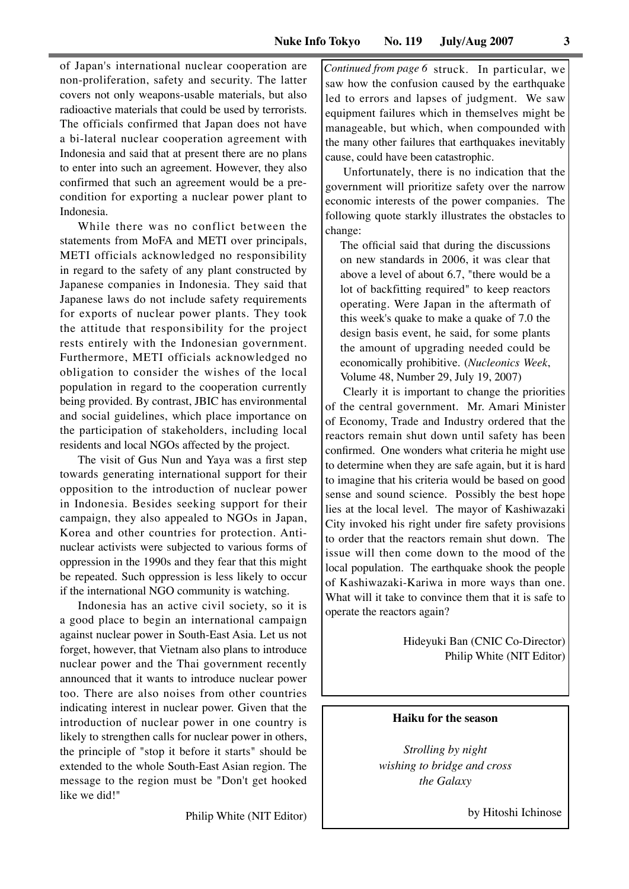of Japan's international nuclear cooperation are non-proliferation, safety and security. The latter covers not only weapons-usable materials, but also radioactive materials that could be used by terrorists. The officials confirmed that Japan does not have a bi-lateral nuclear cooperation agreement with Indonesia and said that at present there are no plans to enter into such an agreement. However, they also confirmed that such an agreement would be a pre-condition for exporting a nuclear power plant to Indonesia.

While there was no conflict between the statements from MoFA and METI over principals, METI officials acknowledged no responsibility in regard to the safety of any plant constructed by Japanese companies in Indonesia. They said that Japanese laws do not include safety requirements for exports of nuclear power plants. They took the attitude that responsibility for the project rests entirely with the Indonesian government. Furthermore, METI officials acknowledged no obligation to consider the wishes of the local population in regard to the cooperation currently being provided. By contrast, JBIC has environmental and social guidelines, which place importance on the participation of stakeholders, including local residents and local NGOs affected by the project.

The visit of Gus Nun and Yaya was a first step towards generating international support for their opposition to the introduction of nuclear power in Indonesia. Besides seeking support for their campaign, they also appealed to NGOs in Japan, Korea and other countries for protection. Anti-nuclear activists were subjected to various forms of oppression in the 1990s and they fear that this might be repeated. Such oppression is less likely to occur if the international NGO community is watching.

Indonesia has an active civil society, so it is a good place to begin an international campaign against nuclear power in South-East Asia. Let us not forget, however, that Vietnam also plans to introduce nuclear power and the Thai government recently announced that it wants to introduce nuclear power too. There are also noises from other countries indicating interest in nuclear power. Given that the introduction of nuclear power in one country is likely to strengthen calls for nuclear power in others, the principle of "stop it before it starts" should be extended to the whole South-East Asian region. The message to the region must be "Don't get hooked like we did!"

Philip White (NIT Editor)

*Continued from page 6* struck. In particular, we saw how the confusion caused by the earthquake led to errors and lapses of judgment. We saw equipment failures which in themselves might be manageable, but which, when compounded with the many other failures that earthquakes inevitably cause, could have been catastrophic.

Unfortunately, there is no indication that the government will prioritize safety over the narrow economic interests of the power companies. The following quote starkly illustrates the obstacles to change:

> The official said that during the discussions on new standards in 2006, it was clear that above a level of about 6.7, "there would be a lot of backfitting required" to keep reactors operating. Were Japan in the aftermath of this week's quake to make a quake of 7.0 the design basis event, he said, for some plants the amount of upgrading needed could be economically prohibitive. (*Nucleonics Week*, Volume 48, Number 29, July 19, 2007)

Clearly it is important to change the priorities of the central government. Mr. Amari Minister of Economy, Trade and Industry ordered that the reactors remain shut down until safety has been confirmed. One wonders what criteria he might use to determine when they are safe again, but it is hard to imagine that his criteria would be based on good sense and sound science. Possibly the best hope lies at the local level. The mayor of Kashiwazaki City invoked his right under fire safety provisions to order that the reactors remain shut down. The issue will then come down to the mood of the local population. The earthquake shook the people of Kashiwazaki-Kariwa in more ways than one. What will it take to convince them that it is safe to operate the reactors again?

Hideyuki Ban (CNIC Co-Director)
Philip White (NIT Editor)

**Haiku for the season**

*Strolling by night*
*wishing to bridge and cross*
*the Galaxy*

by Hitoshi Ichinose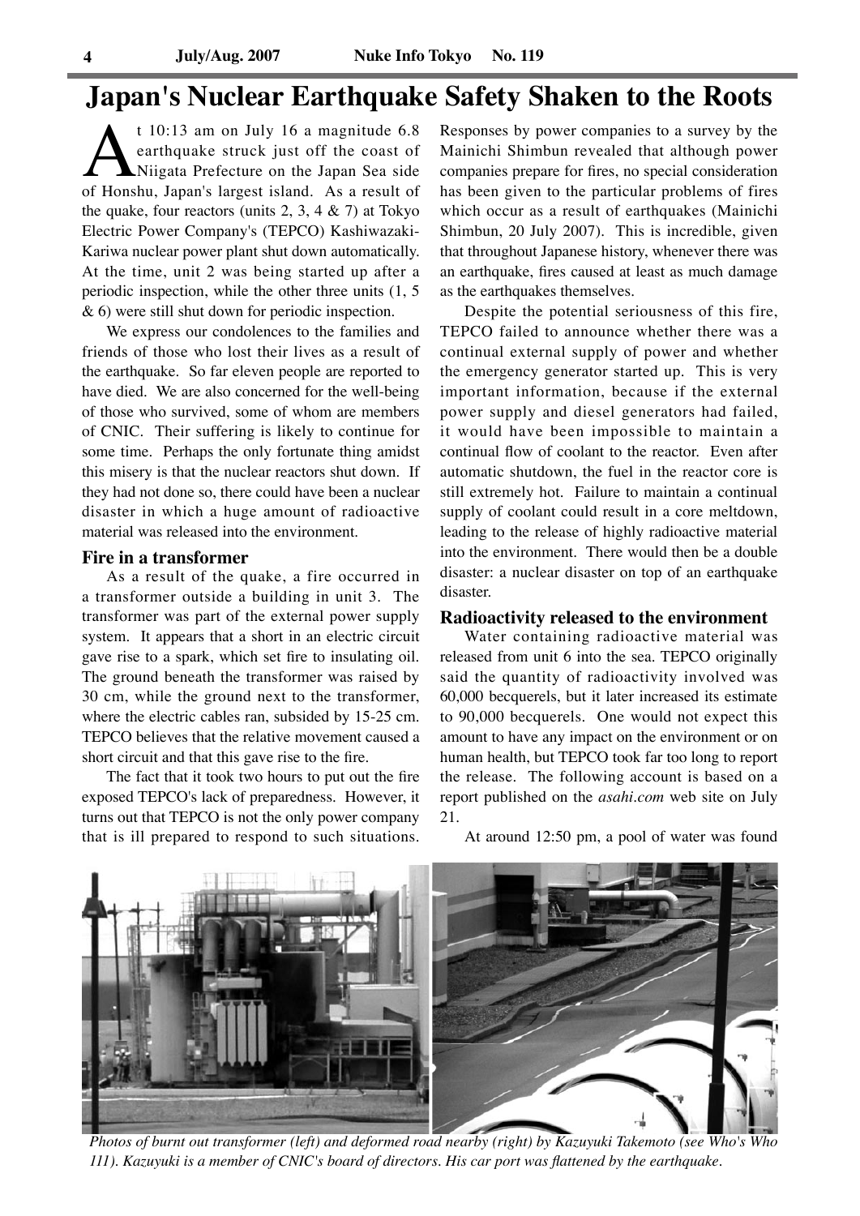# Japan's Nuclear Earthquake Safety Shaken to the Roots

At 10:13 am on July 16 a magnitude 6.8 earthquake struck just off the coast of Niigata Prefecture on the Japan Sea side of Honshu, Japan's largest island. As a result of the quake, four reactors (units 2, 3, 4 & 7) at Tokyo Electric Power Company's (TEPCO) Kashiwazaki-Kariwa nuclear power plant shut down automatically. At the time, unit 2 was being started up after a periodic inspection, while the other three units (1, 5 & 6) were still shut down for periodic inspection.

We express our condolences to the families and friends of those who lost their lives as a result of the earthquake. So far eleven people are reported to have died. We are also concerned for the well-being of those who survived, some of whom are members of CNIC. Their suffering is likely to continue for some time. Perhaps the only fortunate thing amidst this misery is that the nuclear reactors shut down. If they had not done so, there could have been a nuclear disaster in which a huge amount of radioactive material was released into the environment.

### Fire in a transformer

As a result of the quake, a fire occurred in a transformer outside a building in unit 3. The transformer was part of the external power supply system. It appears that a short in an electric circuit gave rise to a spark, which set fire to insulating oil. The ground beneath the transformer was raised by 30 cm, while the ground next to the transformer, where the electric cables ran, subsided by 15-25 cm. TEPCO believes that the relative movement caused a short circuit and that this gave rise to the fire.

The fact that it took two hours to put out the fire exposed TEPCO's lack of preparedness. However, it turns out that TEPCO is not the only power company that is ill prepared to respond to such situations. Responses by power companies to a survey by the Mainichi Shimbun revealed that although power companies prepare for fires, no special consideration has been given to the particular problems of fires which occur as a result of earthquakes (Mainichi Shimbun, 20 July 2007). This is incredible, given that throughout Japanese history, whenever there was an earthquake, fires caused at least as much damage as the earthquakes themselves.

Despite the potential seriousness of this fire, TEPCO failed to announce whether there was a continual external supply of power and whether the emergency generator started up. This is very important information, because if the external power supply and diesel generators had failed, it would have been impossible to maintain a continual flow of coolant to the reactor. Even after automatic shutdown, the fuel in the reactor core is still extremely hot. Failure to maintain a continual supply of coolant could result in a core meltdown, leading to the release of highly radioactive material into the environment. There would then be a double disaster: a nuclear disaster on top of an earthquake disaster.

### Radioactivity released to the environment

Water containing radioactive material was released from unit 6 into the sea. TEPCO originally said the quantity of radioactivity involved was 60,000 becquerels, but it later increased its estimate to 90,000 becquerels. One would not expect this amount to have any impact on the environment or on human health, but TEPCO took far too long to report the release. The following account is based on a report published on the *asahi.com* web site on July 21.

At around 12:50 pm, a pool of water was found

*Photos of burnt out transformer (left) and deformed road nearby (right) by Kazuyuki Takemoto (see Who's Who 111). Kazuyuki is a member of CNIC's board of directors. His car port was flattened by the earthquake.*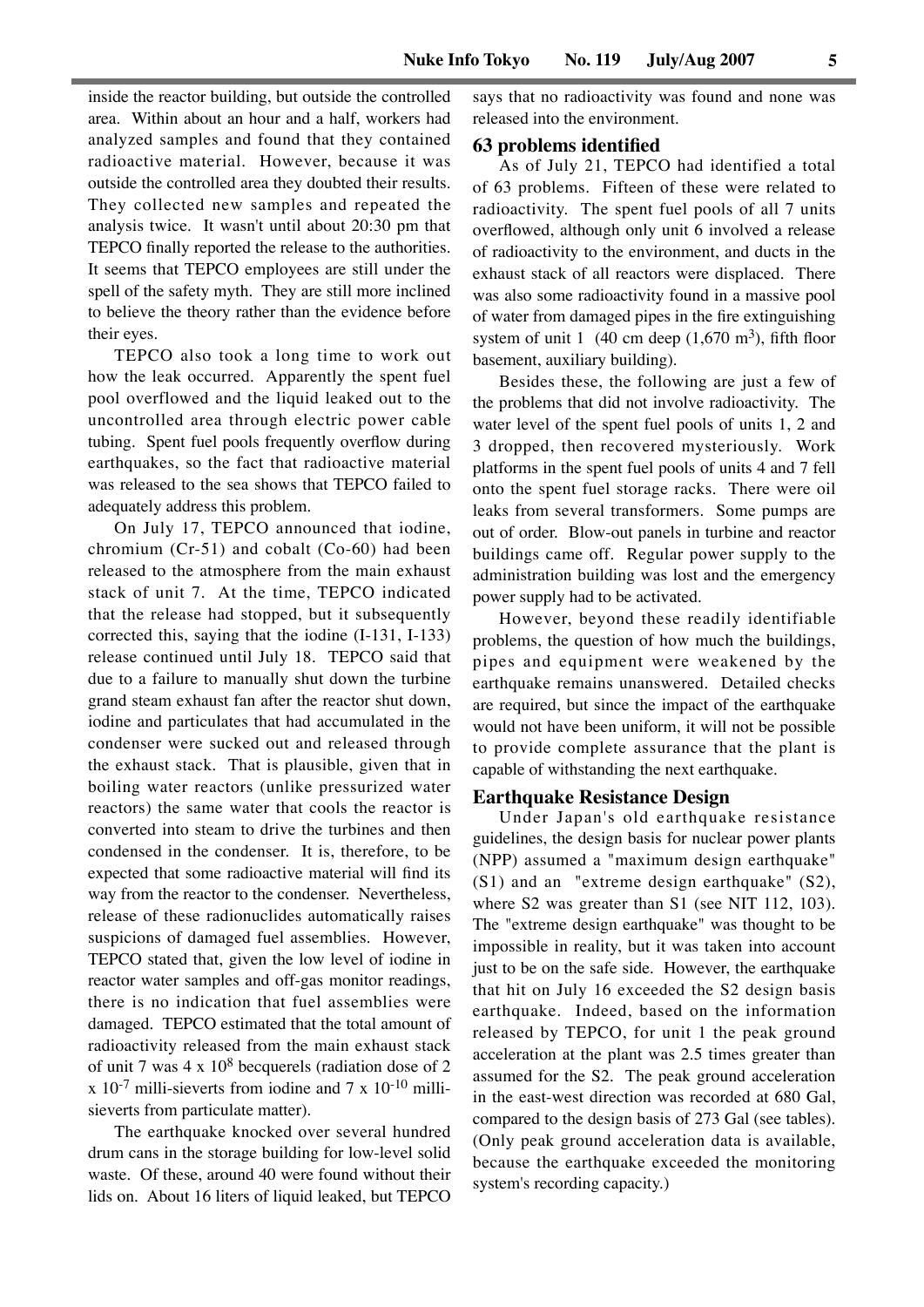inside the reactor building, but outside the controlled area. Within about an hour and a half, workers had analyzed samples and found that they contained radioactive material. However, because it was outside the controlled area they doubted their results. They collected new samples and repeated the analysis twice. It wasn't until about 20:30 pm that TEPCO finally reported the release to the authorities. It seems that TEPCO employees are still under the spell of the safety myth. They are still more inclined to believe the theory rather than the evidence before their eyes.

TEPCO also took a long time to work out how the leak occurred. Apparently the spent fuel pool overflowed and the liquid leaked out to the uncontrolled area through electric power cable tubing. Spent fuel pools frequently overflow during earthquakes, so the fact that radioactive material was released to the sea shows that TEPCO failed to adequately address this problem.

On July 17, TEPCO announced that iodine, chromium (Cr-51) and cobalt (Co-60) had been released to the atmosphere from the main exhaust stack of unit 7. At the time, TEPCO indicated that the release had stopped, but it subsequently corrected this, saying that the iodine (I-131, I-133) release continued until July 18. TEPCO said that due to a failure to manually shut down the turbine grand steam exhaust fan after the reactor shut down, iodine and particulates that had accumulated in the condenser were sucked out and released through the exhaust stack. That is plausible, given that in boiling water reactors (unlike pressurized water reactors) the same water that cools the reactor is converted into steam to drive the turbines and then condensed in the condenser. It is, therefore, to be expected that some radioactive material will find its way from the reactor to the condenser. Nevertheless, release of these radionuclides automatically raises suspicions of damaged fuel assemblies. However, TEPCO stated that, given the low level of iodine in reactor water samples and off-gas monitor readings, there is no indication that fuel assemblies were damaged. TEPCO estimated that the total amount of radioactivity released from the main exhaust stack of unit 7 was $4 \times 10^{8}$ becquerels (radiation dose of $2 \times 10^{-7}$ milli-sieverts from iodine and $7 \times 10^{-10}$ milli-sieverts from particulate matter).

The earthquake knocked over several hundred drum cans in the storage building for low-level solid waste. Of these, around 40 were found without their lids on. About 16 liters of liquid leaked, but TEPCO says that no radioactivity was found and none was released into the environment.

### 63 problems identified

As of July 21, TEPCO had identified a total of 63 problems. Fifteen of these were related to radioactivity. The spent fuel pools of all 7 units overflowed, although only unit 6 involved a release of radioactivity to the environment, and ducts in the exhaust stack of all reactors were displaced. There was also some radioactivity found in a massive pool of water from damaged pipes in the fire extinguishing system of unit 1 (40 cm deep (1,670 $m^3$), fifth floor basement, auxiliary building).

Besides these, the following are just a few of the problems that did not involve radioactivity. The water level of the spent fuel pools of units 1, 2 and 3 dropped, then recovered mysteriously. Work platforms in the spent fuel pools of units 4 and 7 fell onto the spent fuel storage racks. There were oil leaks from several transformers. Some pumps are out of order. Blow-out panels in turbine and reactor buildings came off. Regular power supply to the administration building was lost and the emergency power supply had to be activated.

However, beyond these readily identifiable problems, the question of how much the buildings, pipes and equipment were weakened by the earthquake remains unanswered. Detailed checks are required, but since the impact of the earthquake would not have been uniform, it will not be possible to provide complete assurance that the plant is capable of withstanding the next earthquake.

### Earthquake Resistance Design

Under Japan's old earthquake resistance guidelines, the design basis for nuclear power plants (NPP) assumed a "maximum design earthquake" (S1) and an "extreme design earthquake" (S2), where S2 was greater than S1 (see NIT 112, 103). The "extreme design earthquake" was thought to be impossible in reality, but it was taken into account just to be on the safe side. However, the earthquake that hit on July 16 exceeded the S2 design basis earthquake. Indeed, based on the information released by TEPCO, for unit 1 the peak ground acceleration at the plant was 2.5 times greater than assumed for the S2. The peak ground acceleration in the east-west direction was recorded at 680 Gal, compared to the design basis of 273 Gal (see tables). (Only peak ground acceleration data is available, because the earthquake exceeded the monitoring system's recording capacity.)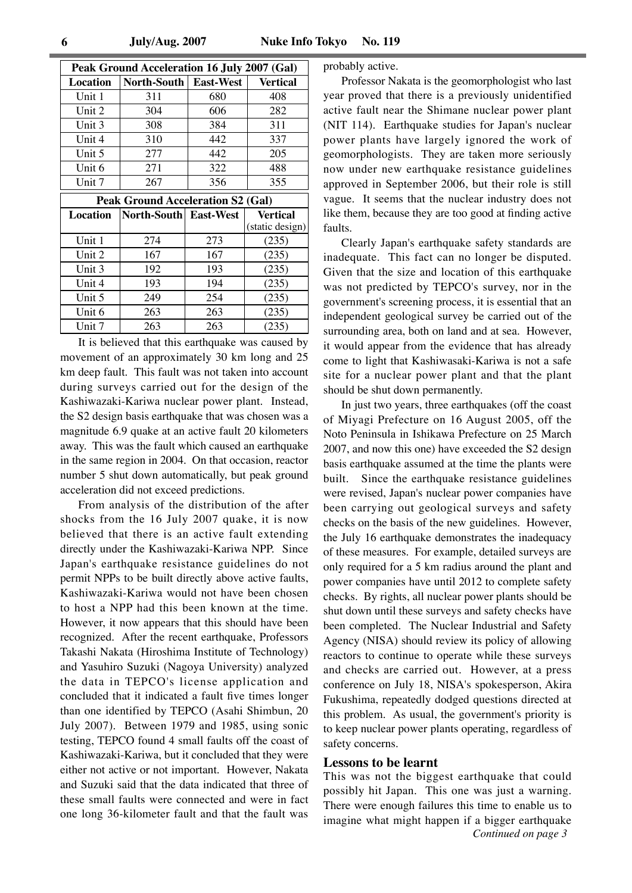| Peak Ground Acceleration 16 July 2007 (Gal) | | | |
|---|---|---|---|
| **Location** | **North-South** | **East-West** | **Vertical** |
| Unit 1 | 311 | 680 | 408 |
| Unit 2 | 304 | 606 | 282 |
| Unit 3 | 308 | 384 | 311 |
| Unit 4 | 310 | 442 | 337 |
| Unit 5 | 277 | 442 | 205 |
| Unit 6 | 271 | 322 | 488 |
| Unit 7 | 267 | 356 | 355 |

| Peak Ground Acceleration S2 (Gal) | | | |
|---|---|---|---|
| **Location** | **North-South** | **East-West** | **Vertical** (static design) |
| Unit 1 | 274 | 273 | (235) |
| Unit 2 | 167 | 167 | (235) |
| Unit 3 | 192 | 193 | (235) |
| Unit 4 | 193 | 194 | (235) |
| Unit 5 | 249 | 254 | (235) |
| Unit 6 | 263 | 263 | (235) |
| Unit 7 | 263 | 263 | (235) |

It is believed that this earthquake was caused by movement of an approximately 30 km long and 25 km deep fault. This fault was not taken into account during surveys carried out for the design of the Kashiwazaki-Kariwa nuclear power plant. Instead, the S2 design basis earthquake that was chosen was a magnitude 6.9 quake at an active fault 20 kilometers away. This was the fault which caused an earthquake in the same region in 2004. On that occasion, reactor number 5 shut down automatically, but peak ground acceleration did not exceed predictions.

From analysis of the distribution of the after shocks from the 16 July 2007 quake, it is now believed that there is an active fault extending directly under the Kashiwazaki-Kariwa NPP. Since Japan's earthquake resistance guidelines do not permit NPPs to be built directly above active faults, Kashiwazaki-Kariwa would not have been chosen to host a NPP had this been known at the time. However, it now appears that this should have been recognized. After the recent earthquake, Professors Takashi Nakata (Hiroshima Institute of Technology) and Yasuhiro Suzuki (Nagoya University) analyzed the data in TEPCO's license application and concluded that it indicated a fault five times longer than one identified by TEPCO (Asahi Shimbun, 20 July 2007). Between 1979 and 1985, using sonic testing, TEPCO found 4 small faults off the coast of Kashiwazaki-Kariwa, but it concluded that they were either not active or not important. However, Nakata and Suzuki said that the data indicated that three of these small faults were connected and were in fact one long 36-kilometer fault and that the fault was probably active.

Professor Nakata is the geomorphologist who last year proved that there is a previously unidentified active fault near the Shimane nuclear power plant (NIT 114). Earthquake studies for Japan's nuclear power plants have largely ignored the work of geomorphologists. They are taken more seriously now under new earthquake resistance guidelines approved in September 2006, but their role is still vague. It seems that the nuclear industry does not like them, because they are too good at finding active faults.

Clearly Japan's earthquake safety standards are inadequate. This fact can no longer be disputed. Given that the size and location of this earthquake was not predicted by TEPCO's survey, nor in the government's screening process, it is essential that an independent geological survey be carried out of the surrounding area, both on land and at sea. However, it would appear from the evidence that has already come to light that Kashiwasaki-Kariwa is not a safe site for a nuclear power plant and that the plant should be shut down permanently.

In just two years, three earthquakes (off the coast of Miyagi Prefecture on 16 August 2005, off the Noto Peninsula in Ishikawa Prefecture on 25 March 2007, and now this one) have exceeded the S2 design basis earthquake assumed at the time the plants were built. Since the earthquake resistance guidelines were revised, Japan's nuclear power companies have been carrying out geological surveys and safety checks on the basis of the new guidelines. However, the July 16 earthquake demonstrates the inadequacy of these measures. For example, detailed surveys are only required for a 5 km radius around the plant and power companies have until 2012 to complete safety checks. By rights, all nuclear power plants should be shut down until these surveys and safety checks have been completed. The Nuclear Industrial and Safety Agency (NISA) should review its policy of allowing reactors to continue to operate while these surveys and checks are carried out. However, at a press conference on July 18, NISA's spokesperson, Akira Fukushima, repeatedly dodged questions directed at this problem. As usual, the government's priority is to keep nuclear power plants operating, regardless of safety concerns.

## Lessons to be learnt

This was not the biggest earthquake that could possibly hit Japan. This one was just a warning. There were enough failures this time to enable us to imagine what might happen if a bigger earthquake

*Continued on page 3*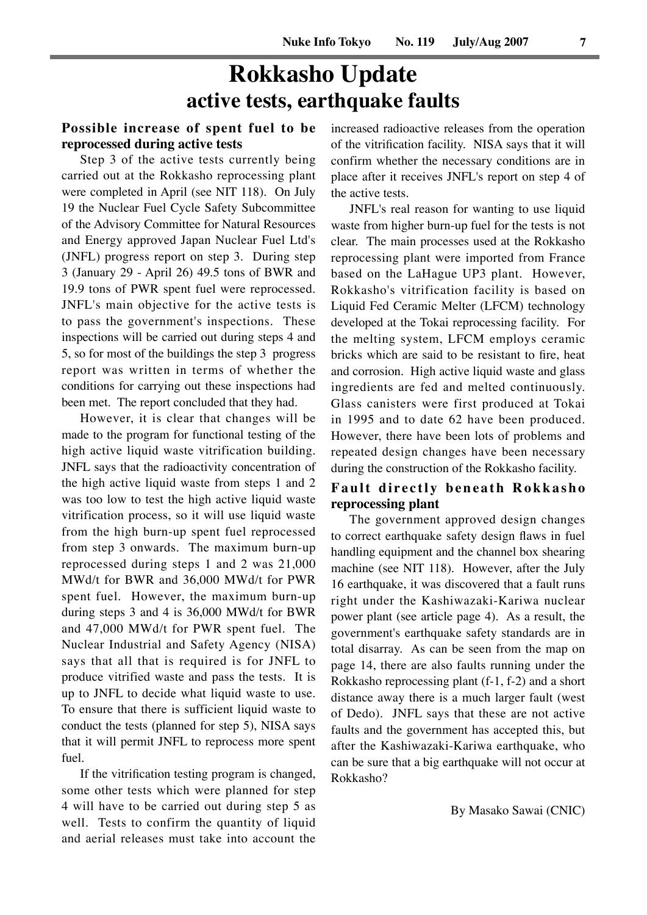# Rokkasho Update

## active tests, earthquake faults

### Possible increase of spent fuel to be reprocessed during active tests

Step 3 of the active tests currently being carried out at the Rokkasho reprocessing plant were completed in April (see NIT 118). On July 19 the Nuclear Fuel Cycle Safety Subcommittee of the Advisory Committee for Natural Resources and Energy approved Japan Nuclear Fuel Ltd's (JNFL) progress report on step 3. During step 3 (January 29 - April 26) 49.5 tons of BWR and 19.9 tons of PWR spent fuel were reprocessed. JNFL's main objective for the active tests is to pass the government's inspections. These inspections will be carried out during steps 4 and 5, so for most of the buildings the step 3 progress report was written in terms of whether the conditions for carrying out these inspections had been met. The report concluded that they had.

However, it is clear that changes will be made to the program for functional testing of the high active liquid waste vitrification building. JNFL says that the radioactivity concentration of the high active liquid waste from steps 1 and 2 was too low to test the high active liquid waste vitrification process, so it will use liquid waste from the high burn-up spent fuel reprocessed from step 3 onwards. The maximum burn-up reprocessed during steps 1 and 2 was 21,000 MWd/t for BWR and 36,000 MWd/t for PWR spent fuel. However, the maximum burn-up during steps 3 and 4 is 36,000 MWd/t for BWR and 47,000 MWd/t for PWR spent fuel. The Nuclear Industrial and Safety Agency (NISA) says that all that is required is for JNFL to produce vitrified waste and pass the tests. It is up to JNFL to decide what liquid waste to use. To ensure that there is sufficient liquid waste to conduct the tests (planned for step 5), NISA says that it will permit JNFL to reprocess more spent fuel.

If the vitrification testing program is changed, some other tests which were planned for step 4 will have to be carried out during step 5 as well. Tests to confirm the quantity of liquid and aerial releases must take into account the increased radioactive releases from the operation of the vitrification facility. NISA says that it will confirm whether the necessary conditions are in place after it receives JNFL's report on step 4 of the active tests.

JNFL's real reason for wanting to use liquid waste from higher burn-up fuel for the tests is not clear. The main processes used at the Rokkasho reprocessing plant were imported from France based on the LaHague UP3 plant. However, Rokkasho's vitrification facility is based on Liquid Fed Ceramic Melter (LFCM) technology developed at the Tokai reprocessing facility. For the melting system, LFCM employs ceramic bricks which are said to be resistant to fire, heat and corrosion. High active liquid waste and glass ingredients are fed and melted continuously. Glass canisters were first produced at Tokai in 1995 and to date 62 have been produced. However, there have been lots of problems and repeated design changes have been necessary during the construction of the Rokkasho facility.

### Fault directly beneath Rokkasho reprocessing plant

The government approved design changes to correct earthquake safety design flaws in fuel handling equipment and the channel box shearing machine (see NIT 118). However, after the July 16 earthquake, it was discovered that a fault runs right under the Kashiwazaki-Kariwa nuclear power plant (see article page 4). As a result, the government's earthquake safety standards are in total disarray. As can be seen from the map on page 14, there are also faults running under the Rokkasho reprocessing plant (f-1, f-2) and a short distance away there is a much larger fault (west of Dedo). JNFL says that these are not active faults and the government has accepted this, but after the Kashiwazaki-Kariwa earthquake, who can be sure that a big earthquake will not occur at Rokkasho?

By Masako Sawai (CNIC)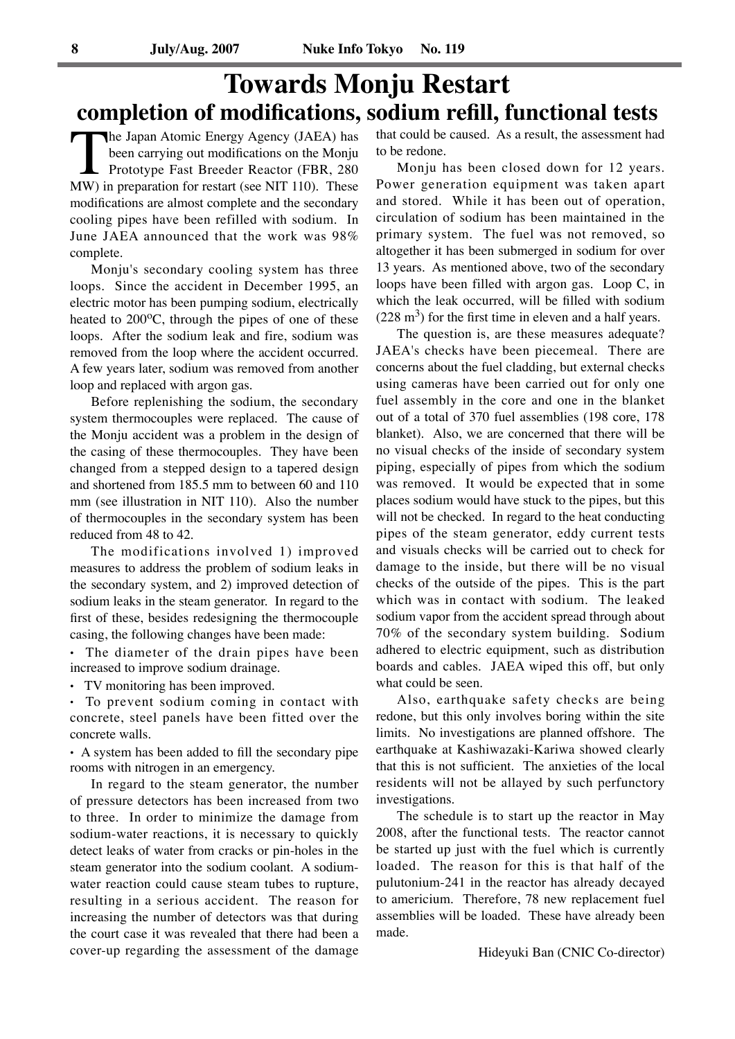# Towards Monju Restart

## completion of modifications, sodium refill, functional tests

The Japan Atomic Energy Agency (JAEA) has been carrying out modifications on the Monju Prototype Fast Breeder Reactor (FBR, 280 MW) in preparation for restart (see NIT 110). These modifications are almost complete and the secondary cooling pipes have been refilled with sodium. In June JAEA announced that the work was 98% complete.

Monju's secondary cooling system has three loops. Since the accident in December 1995, an electric motor has been pumping sodium, electrically heated to 200$^{o}$C, through the pipes of one of these loops. After the sodium leak and fire, sodium was removed from the loop where the accident occurred. A few years later, sodium was removed from another loop and replaced with argon gas.

Before replenishing the sodium, the secondary system thermocouples were replaced. The cause of the Monju accident was a problem in the design of the casing of these thermocouples. They have been changed from a stepped design to a tapered design and shortened from 185.5 mm to between 60 and 110 mm (see illustration in NIT 110). Also the number of thermocouples in the secondary system has been reduced from 48 to 42.

The modifications involved 1) improved measures to address the problem of sodium leaks in the secondary system, and 2) improved detection of sodium leaks in the steam generator. In regard to the first of these, besides redesigning the thermocouple casing, the following changes have been made:

- The diameter of the drain pipes have been increased to improve sodium drainage.
- TV monitoring has been improved.
- To prevent sodium coming in contact with concrete, steel panels have been fitted over the concrete walls.
- A system has been added to fill the secondary pipe rooms with nitrogen in an emergency.

In regard to the steam generator, the number of pressure detectors has been increased from two to three. In order to minimize the damage from sodium-water reactions, it is necessary to quickly detect leaks of water from cracks or pin-holes in the steam generator into the sodium coolant. A sodium-water reaction could cause steam tubes to rupture, resulting in a serious accident. The reason for increasing the number of detectors was that during the court case it was revealed that there had been a cover-up regarding the assessment of the damage that could be caused. As a result, the assessment had to be redone.

Monju has been closed down for 12 years. Power generation equipment was taken apart and stored. While it has been out of operation, circulation of sodium has been maintained in the primary system. The fuel was not removed, so altogether it has been submerged in sodium for over 13 years. As mentioned above, two of the secondary loops have been filled with argon gas. Loop C, in which the leak occurred, will be filled with sodium (228 m$^3$) for the first time in eleven and a half years.

The question is, are these measures adequate? JAEA's checks have been piecemeal. There are concerns about the fuel cladding, but external checks using cameras have been carried out for only one fuel assembly in the core and one in the blanket out of a total of 370 fuel assemblies (198 core, 178 blanket). Also, we are concerned that there will be no visual checks of the inside of secondary system piping, especially of pipes from which the sodium was removed. It would be expected that in some places sodium would have stuck to the pipes, but this will not be checked. In regard to the heat conducting pipes of the steam generator, eddy current tests and visuals checks will be carried out to check for damage to the inside, but there will be no visual checks of the outside of the pipes. This is the part which was in contact with sodium. The leaked sodium vapor from the accident spread through about 70% of the secondary system building. Sodium adhered to electric equipment, such as distribution boards and cables. JAEA wiped this off, but only what could be seen.

Also, earthquake safety checks are being redone, but this only involves boring within the site limits. No investigations are planned offshore. The earthquake at Kashiwazaki-Kariwa showed clearly that this is not sufficient. The anxieties of the local residents will not be allayed by such perfunctory investigations.

The schedule is to start up the reactor in May 2008, after the functional tests. The reactor cannot be started up just with the fuel which is currently loaded. The reason for this is that half of the pulutonium-241 in the reactor has already decayed to americium. Therefore, 78 new replacement fuel assemblies will be loaded. These have already been made.

Hideyuki Ban (CNIC Co-director)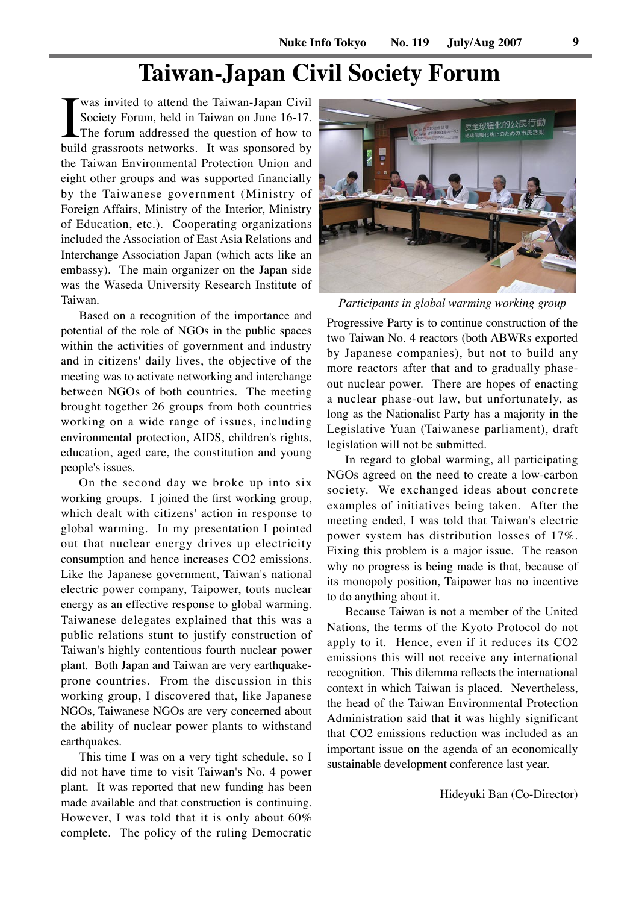# Taiwan-Japan Civil Society Forum

I was invited to attend the Taiwan-Japan Civil Society Forum, held in Taiwan on June 16-17. The forum addressed the question of how to build grassroots networks. It was sponsored by the Taiwan Environmental Protection Union and eight other groups and was supported financially by the Taiwanese government (Ministry of Foreign Affairs, Ministry of the Interior, Ministry of Education, etc.). Cooperating organizations included the Association of East Asia Relations and Interchange Association Japan (which acts like an embassy). The main organizer on the Japan side was the Waseda University Research Institute of Taiwan.

Based on a recognition of the importance and potential of the role of NGOs in the public spaces within the activities of government and industry and in citizens' daily lives, the objective of the meeting was to activate networking and interchange between NGOs of both countries. The meeting brought together 26 groups from both countries working on a wide range of issues, including environmental protection, AIDS, children's rights, education, aged care, the constitution and young people's issues.

On the second day we broke up into six working groups. I joined the first working group, which dealt with citizens' action in response to global warming. In my presentation I pointed out that nuclear energy drives up electricity consumption and hence increases $CO_2$ emissions. Like the Japanese government, Taiwan's national electric power company, Taipower, touts nuclear energy as an effective response to global warming. Taiwanese delegates explained that this was a public relations stunt to justify construction of Taiwan's highly contentious fourth nuclear power plant. Both Japan and Taiwan are very earthquake-prone countries. From the discussion in this working group, I discovered that, like Japanese NGOs, Taiwanese NGOs are very concerned about the ability of nuclear power plants to withstand earthquakes.

This time I was on a very tight schedule, so I did not have time to visit Taiwan's No. 4 power plant. It was reported that new funding has been made available and that construction is continuing. However, I was told that it is only about 60% complete. The policy of the ruling Democratic Progressive Party is to continue construction of the two Taiwan No. 4 reactors (both ABWRs exported by Japanese companies), but not to build any more reactors after that and to gradually phase-out nuclear power. There are hopes of enacting a nuclear phase-out law, but unfortunately, as long as the Nationalist Party has a majority in the Legislative Yuan (Taiwanese parliament), draft legislation will not be submitted.

*Participants in global warming working group*

In regard to global warming, all participating NGOs agreed on the need to create a low-carbon society. We exchanged ideas about concrete examples of initiatives being taken. After the meeting ended, I was told that Taiwan's electric power system has distribution losses of 17%. Fixing this problem is a major issue. The reason why no progress is being made is that, because of its monopoly position, Taipower has no incentive to do anything about it.

Because Taiwan is not a member of the United Nations, the terms of the Kyoto Protocol do not apply to it. Hence, even if it reduces its $CO_2$ emissions this will not receive any international recognition. This dilemma reflects the international context in which Taiwan is placed. Nevertheless, the head of the Taiwan Environmental Protection Administration said that it was highly significant that $CO_2$ emissions reduction was included as an important issue on the agenda of an economically sustainable development conference last year.

Hideyuki Ban (Co-Director)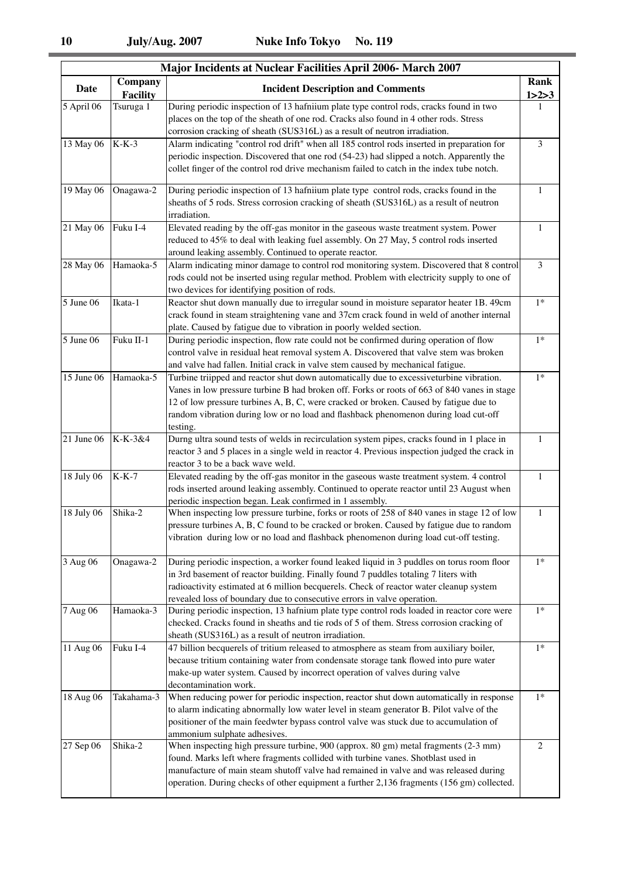| Major Incidents at Nuclear Facilities April 2006- March 2007 | | | |
|---|---|---|---|
| **Date** | **Company Facility** | **Incident Description and Comments** | **Rank 1>2>3** |
| 5 April 06 | Tsuruga 1 | During periodic inspection of 13 hafniium plate type control rods, cracks found in two places on the top of the sheath of one rod. Cracks also found in 4 other rods. Stress corrosion cracking of sheath (SUS316L) as a result of neutron irradiation. | 1 |
| 13 May 06 | K-K-3 | Alarm indicating "control rod drift" when all 185 control rods inserted in preparation for periodic inspection. Discovered that one rod (54-23) had slipped a notch. Apparently the collet finger of the control rod drive mechanism failed to catch in the index tube notch. | 3 |
| 19 May 06 | Onagawa-2 | During periodic inspection of 13 hafniium plate type control rods, cracks found in the sheaths of 5 rods. Stress corrosion cracking of sheath (SUS316L) as a result of neutron irradiation. | 1 |
| 21 May 06 | Fuku I-4 | Elevated reading by the off-gas monitor in the gaseous waste treatment system. Power reduced to 45% to deal with leaking fuel assembly. On 27 May, 5 control rods inserted around leaking assembly. Continued to operate reactor. | 1 |
| 28 May 06 | Hamaoka-5 | Alarm indicating minor damage to control rod monitoring system. Discovered that 8 control rods could not be inserted using regular method. Problem with electricity supply to one of two devices for identifying position of rods. | 3 |
| 5 June 06 | Ikata-1 | Reactor shut down manually due to irregular sound in moisture separator heater 1B. 49cm crack found in steam straightening vane and 37cm crack found in weld of another internal plate. Caused by fatigue due to vibration in poorly welded section. | 1* |
| 5 June 06 | Fuku II-1 | During periodic inspection, flow rate could not be confirmed during operation of flow control valve in residual heat removal system A. Discovered that valve stem was broken and valve had fallen. Initial crack in valve stem caused by mechanical fatigue. | 1* |
| 15 June 06 | Hamaoka-5 | Turbine triipped and reactor shut down automatically due to excessiveturbine vibration. Vanes in low pressure turbine B had broken off. Forks or roots of 663 of 840 vanes in stage 12 of low pressure turbines A, B, C, were cracked or broken. Caused by fatigue due to random vibration during low or no load and flashback phenomenon during load cut-off testing. | 1* |
| 21 June 06 | K-K-3&4 | Durng ultra sound tests of welds in recirculation system pipes, cracks found in 1 place in reactor 3 and 5 places in a single weld in reactor 4. Previous inspection judged the crack in reactor 3 to be a back wave weld. | 1 |
| 18 July 06 | K-K-7 | Elevated reading by the off-gas monitor in the gaseous waste treatment system. 4 control rods inserted around leaking assembly. Continued to operate reactor until 23 August when periodic inspection began. Leak confirmed in 1 assembly. | 1 |
| 18 July 06 | Shika-2 | When inspecting low pressure turbine, forks or roots of 258 of 840 vanes in stage 12 of low pressure turbines A, B, C found to be cracked or broken. Caused by fatigue due to random vibration during low or no load and flashback phenomenon during load cut-off testing. | 1 |
| 3 Aug 06 | Onagawa-2 | During periodic inspection, a worker found leaked liquid in 3 puddles on torus room floor in 3rd basement of reactor building. Finally found 7 puddles totaling 7 liters with radioactivity estimated at 6 million becquerels. Check of reactor water cleanup system revealed loss of boundary due to consecutive errors in valve operation. | 1* |
| 7 Aug 06 | Hamaoka-3 | During periodic inspection, 13 hafnium plate type control rods loaded in reactor core were checked. Cracks found in sheaths and tie rods of 5 of them. Stress corrosion cracking of sheath (SUS316L) as a result of neutron irradiation. | 1* |
| 11 Aug 06 | Fuku I-4 | 47 billion becquerels of tritium released to atmosphere as steam from auxiliary boiler, because tritium containing water from condensate storage tank flowed into pure water make-up water system. Caused by incorrect operation of valves during valve decontamination work. | 1* |
| 18 Aug 06 | Takahama-3 | When reducing power for periodic inspection, reactor shut down automatically in response to alarm indicating abnormally low water level in steam generator B. Pilot valve of the positioner of the main feedwter bypass control valve was stuck due to accumulation of ammonium sulphate adhesives. | 1* |
| 27 Sep 06 | Shika-2 | When inspecting high pressure turbine, 900 (approx. 80 gm) metal fragments (2-3 mm) found. Marks left where fragments collided with turbine vanes. Shotblast used in manufacture of main steam shutoff valve had remained in valve and was released during operation. During checks of other equipment a further 2,136 fragments (156 gm) collected. | 2 |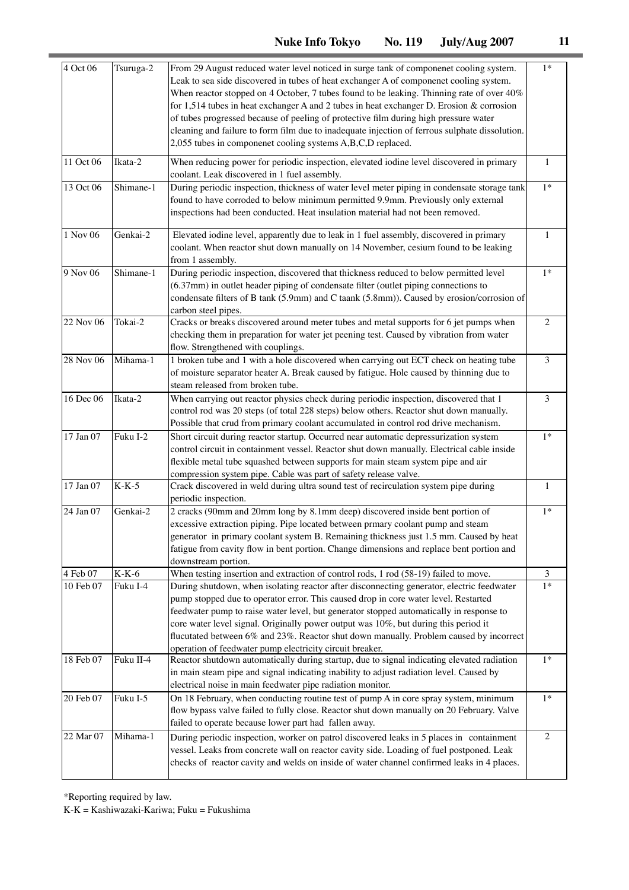| | | | |
|---|---|---|---|
| 4 Oct 06 | Tsuruga-2 | From 29 August reduced water level noticed in surge tank of componenet cooling system. Leak to sea side discovered in tubes of heat exchanger A of componenet cooling system. When reactor stopped on 4 October, 7 tubes found to be leaking. Thinning rate of over 40% for 1,514 tubes in heat exchanger A and 2 tubes in heat exchanger D. Erosion & corrosion of tubes progressed because of peeling of protective film during high pressure water cleaning and failure to form film due to inadequate injection of ferrous sulphate dissolution. 2,055 tubes in componenet cooling systems A,B,C,D replaced. | 1* |
| 11 Oct 06 | Ikata-2 | When reducing power for periodic inspection, elevated iodine level discovered in primary coolant. Leak discovered in 1 fuel assembly. | 1 |
| 13 Oct 06 | Shimane-1 | During periodic inspection, thickness of water level meter piping in condensate storage tank found to have corroded to below minimum permitted 9.9mm. Previously only external inspections had been conducted. Heat insulation material had not been removed. | 1* |
| 1 Nov 06 | Genkai-2 | Elevated iodine level, apparently due to leak in 1 fuel assembly, discovered in primary coolant. When reactor shut down manually on 14 November, cesium found to be leaking from 1 assembly. | 1 |
| 9 Nov 06 | Shimane-1 | During periodic inspection, discovered that thickness reduced to below permitted level (6.37mm) in outlet header piping of condensate filter (outlet piping connections to condensate filters of B tank (5.9mm) and C taank (5.8mm)). Caused by erosion/corrosion of carbon steel pipes. | 1* |
| 22 Nov 06 | Tokai-2 | Cracks or breaks discovered around meter tubes and metal supports for 6 jet pumps when checking them in preparation for water jet peening test. Caused by vibration from water flow. Strengthened with couplings. | 2 |
| 28 Nov 06 | Mihama-1 | 1 broken tube and 1 with a hole discovered when carrying out ECT check on heating tube of moisture separator heater A. Break caused by fatigue. Hole caused by thinning due to steam released from broken tube. | 3 |
| 16 Dec 06 | Ikata-2 | When carrying out reactor physics check during periodic inspection, discovered that 1 control rod was 20 steps (of total 228 steps) below others. Reactor shut down manually. Possible that crud from primary coolant accumulated in control rod drive mechanism. | 3 |
| 17 Jan 07 | Fuku I-2 | Short circuit during reactor startup. Occurred near automatic depressurization system control circuit in containment vessel. Reactor shut down manually. Electrical cable inside flexible metal tube squashed between supports for main steam system pipe and air compression system pipe. Cable was part of safety release valve. | 1* |
| 17 Jan 07 | K-K-5 | Crack discovered in weld during ultra sound test of recirculation system pipe during periodic inspection. | 1 |
| 24 Jan 07 | Genkai-2 | 2 cracks (90mm and 20mm long by 8.1mm deep) discovered inside bent portion of excessive extraction piping. Pipe located between prmary coolant pump and steam generator in primary coolant system B. Remaining thickness just 1.5 mm. Caused by heat fatigue from cavity flow in bent portion. Change dimensions and replace bent portion and downstream portion. | 1* |
| 4 Feb 07 | K-K-6 | When testing insertion and extraction of control rods, 1 rod (58-19) failed to move. | 3 |
| 10 Feb 07 | Fuku I-4 | During shutdown, when isolating reactor after disconnecting generator, electric feedwater pump stopped due to operator error. This caused drop in core water level. Restarted feedwater pump to raise water level, but generator stopped automatically in response to core water level signal. Originally power output was 10%, but during this period it flucutated between 6% and 23%. Reactor shut down manually. Problem caused by incorrect operation of feedwater pump electricity circuit breaker. | 1* |
| 18 Feb 07 | Fuku II-4 | Reactor shutdown automatically during startup, due to signal indicating elevated radiation in main steam pipe and signal indicating inability to adjust radiation level. Caused by electrical noise in main feedwater pipe radiation monitor. | 1* |
| 20 Feb 07 | Fuku I-5 | On 18 February, when conducting routine test of pump A in core spray system, minimum flow bypass valve failed to fully close. Reactor shut down manually on 20 February. Valve failed to operate because lower part had fallen away. | 1* |
| 22 Mar 07 | Mihama-1 | During periodic inspection, worker on patrol discovered leaks in 5 places in containment vessel. Leaks from concrete wall on reactor cavity side. Loading of fuel postponed. Leak checks of reactor cavity and welds on inside of water channel confirmed leaks in 4 places. | 2 |

*Reporting required by law.

K-K = Kashiwazaki-Kariwa; Fuku = Fukushima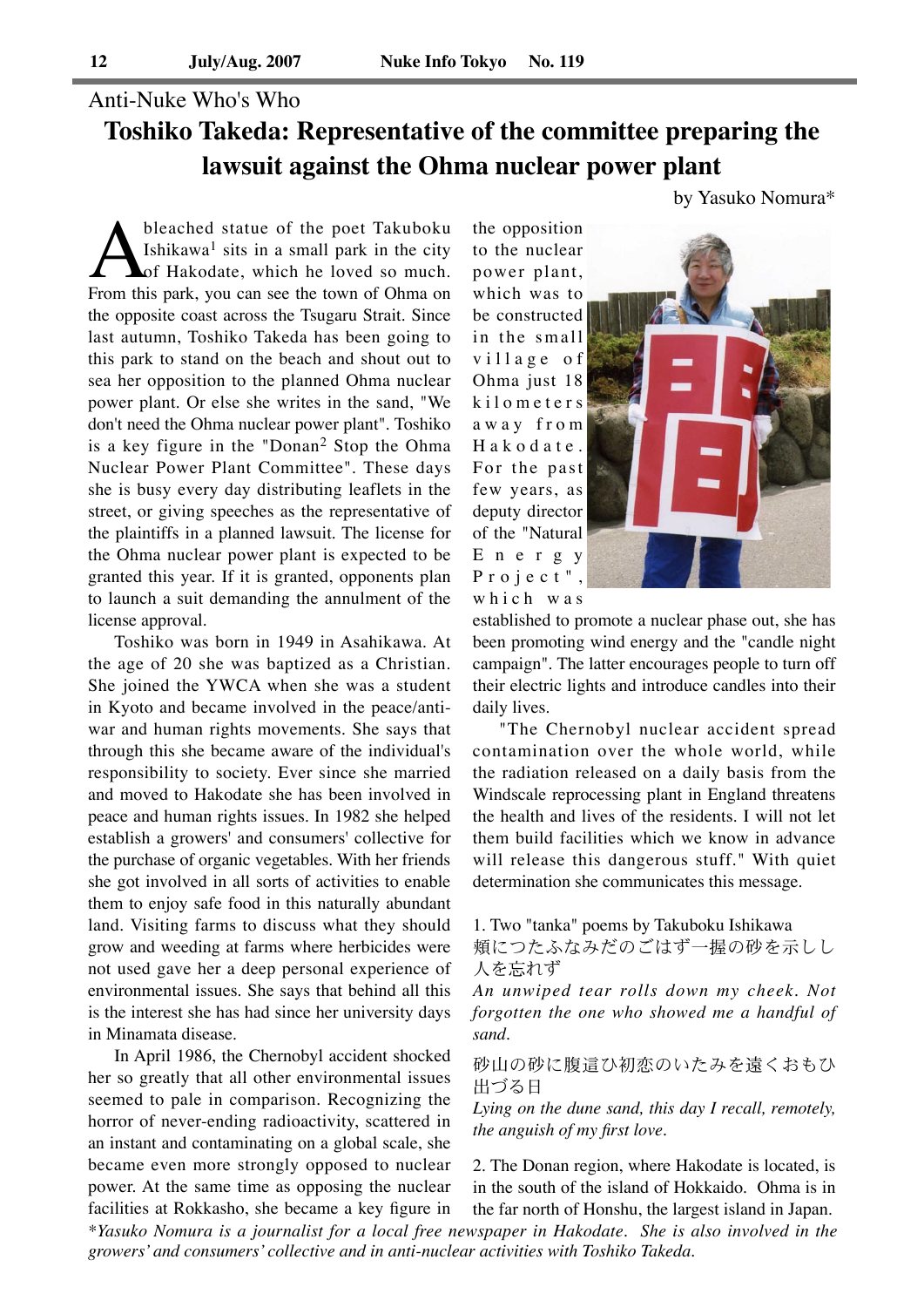Anti-Nuke Who's Who

# Toshiko Takeda: Representative of the committee preparing the lawsuit against the Ohma nuclear power plant

by Yasuko Nomura*

A bleached statue of the poet Takuboku Ishikawa[1] sits in a small park in the city of Hakodate, which he loved so much. From this park, you can see the town of Ohma on the opposite coast across the Tsugaru Strait. Since last autumn, Toshiko Takeda has been going to this park to stand on the beach and shout out to sea her opposition to the planned Ohma nuclear power plant. Or else she writes in the sand, "We don't need the Ohma nuclear power plant". Toshiko is a key figure in the "Donan[2] Stop the Ohma Nuclear Power Plant Committee". These days she is busy every day distributing leaflets in the street, or giving speeches as the representative of the plaintiffs in a planned lawsuit. The license for the Ohma nuclear power plant is expected to be granted this year. If it is granted, opponents plan to launch a suit demanding the annulment of the license approval.

Toshiko was born in 1949 in Asahikawa. At the age of 20 she was baptized as a Christian. She joined the YWCA when she was a student in Kyoto and became involved in the peace/anti-war and human rights movements. She says that through this she became aware of the individual's responsibility to society. Ever since she married and moved to Hakodate she has been involved in peace and human rights issues. In 1982 she helped establish a growers' and consumers' collective for the purchase of organic vegetables. With her friends she got involved in all sorts of activities to enable them to enjoy safe food in this naturally abundant land. Visiting farms to discuss what they should grow and weeding at farms where herbicides were not used gave her a deep personal experience of environmental issues. She says that behind all this is the interest she has had since her university days in Minamata disease.

In April 1986, the Chernobyl accident shocked her so greatly that all other environmental issues seemed to pale in comparison. Recognizing the horror of never-ending radioactivity, scattered in an instant and contaminating on a global scale, she became even more strongly opposed to nuclear power. At the same time as opposing the nuclear facilities at Rokkasho, she became a key figure in the opposition to the nuclear power plant, which was to be constructed in the small village of Ohma just 18 kilometers away from Hakodate. For the past few years, as deputy director of the "Natural Energy Project", which was established to promote a nuclear phase out, she has been promoting wind energy and the "candle night campaign". The latter encourages people to turn off their electric lights and introduce candles into their daily lives.

"The Chernobyl nuclear accident spread contamination over the whole world, while the radiation released on a daily basis from the Windscale reprocessing plant in England threatens the health and lives of the residents. I will not let them build facilities which we know in advance will release this dangerous stuff." With quiet determination she communicates this message.

1. Two "tanka" poems by Takuboku Ishikawa

頬につたふなみだのごはず一握の砂を示しし人を忘れず

*An unwiped tear rolls down my cheek. Not forgotten the one who showed me a handful of sand.*

砂山の砂に腹這ひ初恋のいたみを遠くおもひ出づる日

*Lying on the dune sand, this day I recall, remotely, the anguish of my first love.*

2. The Donan region, where Hakodate is located, is in the south of the island of Hokkaido. Ohma is in the far north of Honshu, the largest island in Japan.

**Yasuko Nomura is a journalist for a local free newspaper in Hakodate. She is also involved in the growers' and consumers' collective and in anti-nuclear activities with Toshiko Takeda.*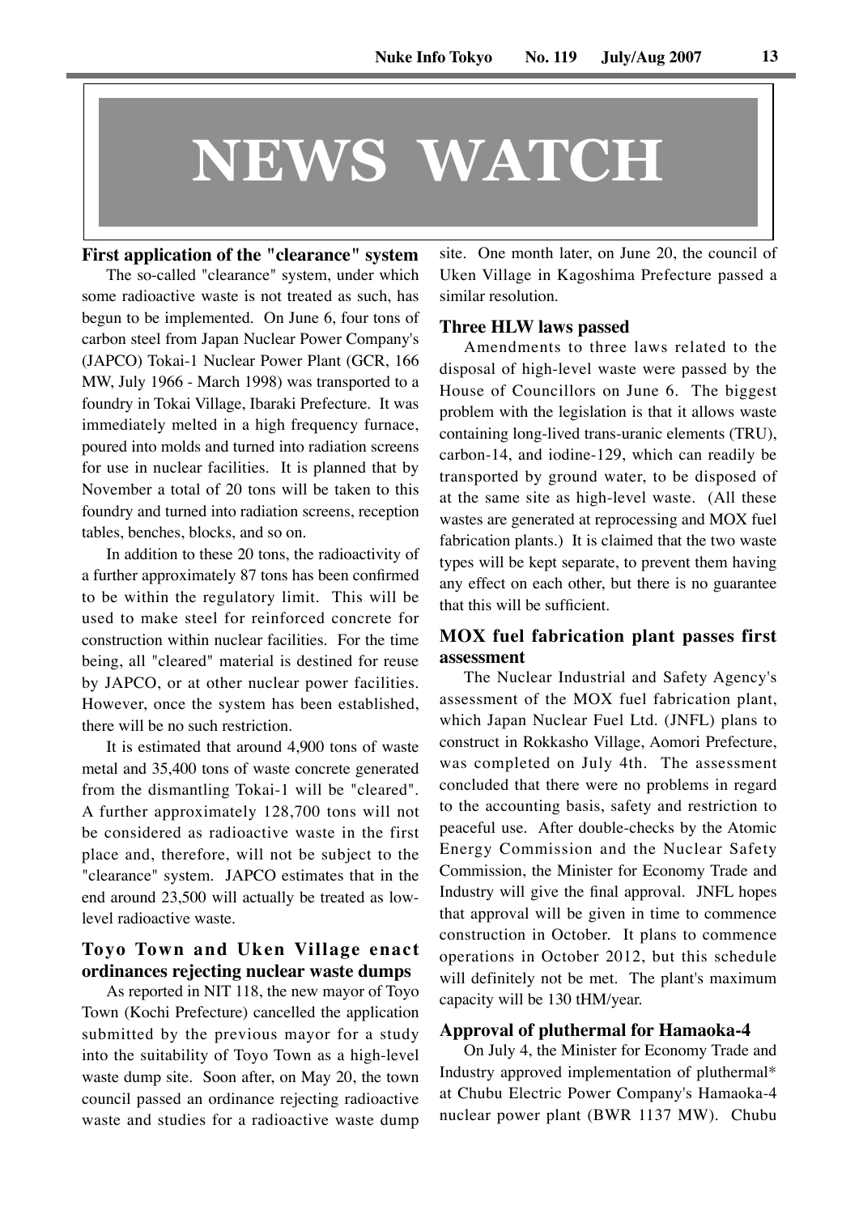# NEWS WATCH

## First application of the "clearance" system

The so-called "clearance" system, under which some radioactive waste is not treated as such, has begun to be implemented. On June 6, four tons of carbon steel from Japan Nuclear Power Company's (JAPCO) Tokai-1 Nuclear Power Plant (GCR, 166 MW, July 1966 - March 1998) was transported to a foundry in Tokai Village, Ibaraki Prefecture. It was immediately melted in a high frequency furnace, poured into molds and turned into radiation screens for use in nuclear facilities. It is planned that by November a total of 20 tons will be taken to this foundry and turned into radiation screens, reception tables, benches, blocks, and so on.

In addition to these 20 tons, the radioactivity of a further approximately 87 tons has been confirmed to be within the regulatory limit. This will be used to make steel for reinforced concrete for construction within nuclear facilities. For the time being, all "cleared" material is destined for reuse by JAPCO, or at other nuclear power facilities. However, once the system has been established, there will be no such restriction.

It is estimated that around 4,900 tons of waste metal and 35,400 tons of waste concrete generated from the dismantling Tokai-1 will be "cleared". A further approximately 128,700 tons will not be considered as radioactive waste in the first place and, therefore, will not be subject to the "clearance" system. JAPCO estimates that in the end around 23,500 will actually be treated as low-level radioactive waste.

## Toyo Town and Uken Village enact ordinances rejecting nuclear waste dumps

As reported in NIT 118, the new mayor of Toyo Town (Kochi Prefecture) cancelled the application submitted by the previous mayor for a study into the suitability of Toyo Town as a high-level waste dump site. Soon after, on May 20, the town council passed an ordinance rejecting radioactive waste and studies for a radioactive waste dump site. One month later, on June 20, the council of Uken Village in Kagoshima Prefecture passed a similar resolution.

## Three HLW laws passed

Amendments to three laws related to the disposal of high-level waste were passed by the House of Councillors on June 6. The biggest problem with the legislation is that it allows waste containing long-lived trans-uranic elements (TRU), carbon-14, and iodine-129, which can readily be transported by ground water, to be disposed of at the same site as high-level waste. (All these wastes are generated at reprocessing and MOX fuel fabrication plants.) It is claimed that the two waste types will be kept separate, to prevent them having any effect on each other, but there is no guarantee that this will be sufficient.

## MOX fuel fabrication plant passes first assessment

The Nuclear Industrial and Safety Agency's assessment of the MOX fuel fabrication plant, which Japan Nuclear Fuel Ltd. (JNFL) plans to construct in Rokkasho Village, Aomori Prefecture, was completed on July 4th. The assessment concluded that there were no problems in regard to the accounting basis, safety and restriction to peaceful use. After double-checks by the Atomic Energy Commission and the Nuclear Safety Commission, the Minister for Economy Trade and Industry will give the final approval. JNFL hopes that approval will be given in time to commence construction in October. It plans to commence operations in October 2012, but this schedule will definitely not be met. The plant's maximum capacity will be 130 tHM/year.

## Approval of pluthermal for Hamaoka-4

On July 4, the Minister for Economy Trade and Industry approved implementation of pluthermal* at Chubu Electric Power Company's Hamaoka-4 nuclear power plant (BWR 1137 MW). Chubu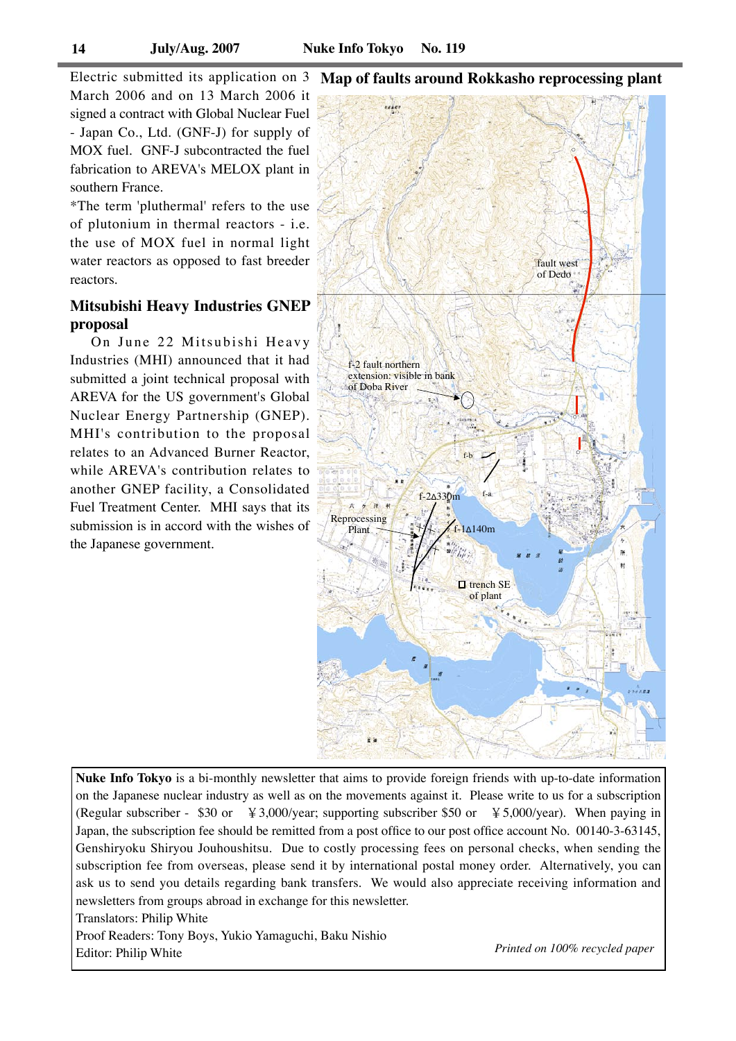Electric submitted its application on 3 March 2006 and on 13 March 2006 it signed a contract with Global Nuclear Fuel - Japan Co., Ltd. (GNF-J) for supply of MOX fuel. GNF-J subcontracted the fuel fabrication to AREVA's MELOX plant in southern France.

*The term 'pluthermal' refers to the use of plutonium in thermal reactors - i.e. the use of MOX fuel in normal light water reactors as opposed to fast breeder reactors.

## Mitsubishi Heavy Industries GNEP proposal

On June 22 Mitsubishi Heavy Industries (MHI) announced that it had submitted a joint technical proposal with AREVA for the US government's Global Nuclear Energy Partnership (GNEP). MHI's contribution to the proposal relates to an Advanced Burner Reactor, while AREVA's contribution relates to another GNEP facility, a Consolidated Fuel Treatment Center. MHI says that its submission is in accord with the wishes of the Japanese government.

## Map of faults around Rokkasho reprocessing plant

fault west of Dedo

f-2 fault northern extension: visible in bank of Doba River

f-b

f-a

f-2Δ330m

Reprocessing Plant

f-1Δ140m

trench SE of plant

---

**Nuke Info Tokyo** is a bi-monthly newsletter that aims to provide foreign friends with up-to-date information on the Japanese nuclear industry as well as on the movements against it. Please write to us for a subscription (Regular subscriber - $30 or ¥3,000/year; supporting subscriber $50 or ¥5,000/year). When paying in Japan, the subscription fee should be remitted from a post office to our post office account No. 00140-3-63145, Genshiryoku Shiryou Jouhoushitsu. Due to costly processing fees on personal checks, when sending the subscription fee from overseas, please send it by international postal money order. Alternatively, you can ask us to send you details regarding bank transfers. We would also appreciate receiving information and newsletters from groups abroad in exchange for this newsletter.

Translators: Philip White

Proof Readers: Tony Boys, Yukio Yamaguchi, Baku Nishio

Editor: Philip White

*Printed on 100% recycled paper*